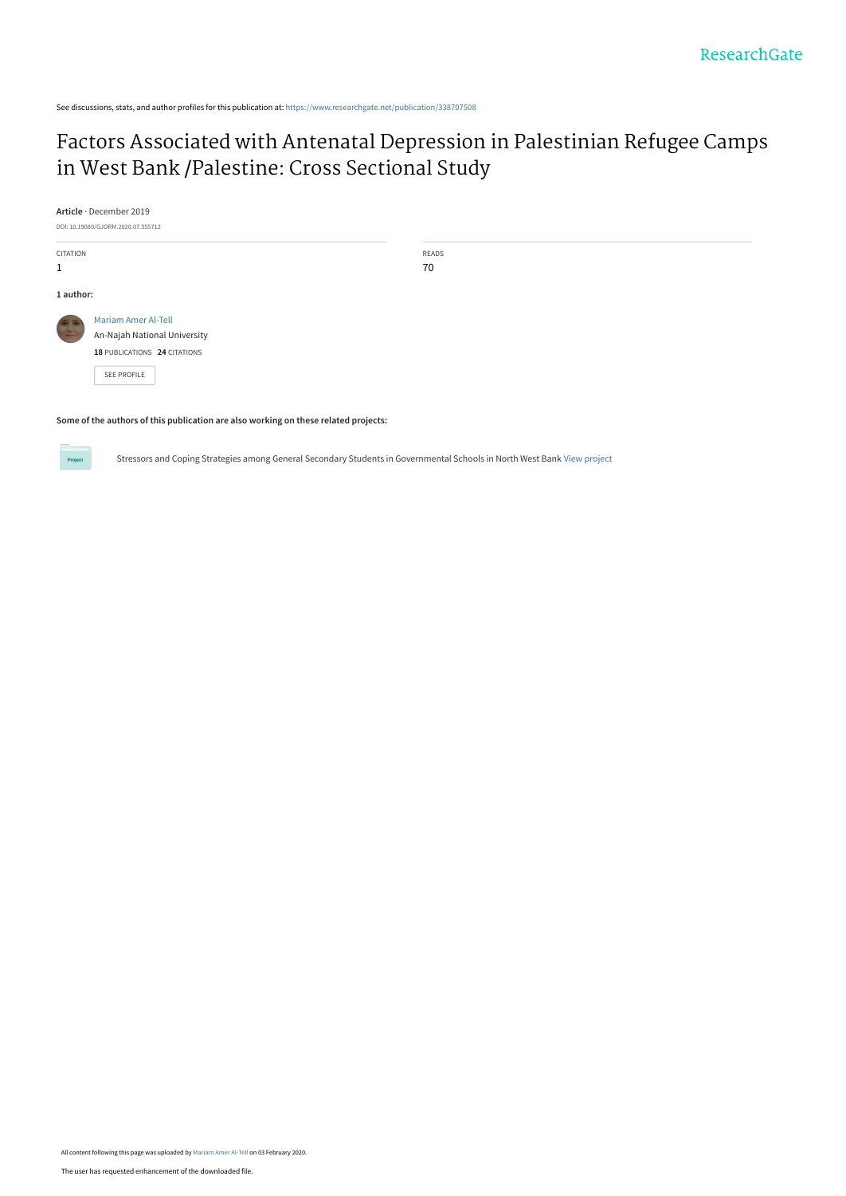See discussions, stats, and author profiles for this publication at: https://www.researchgate.net/publication/338707508

# Factors Associated with Antenatal Depression in Palestinian Refugee Camps in West Bank /Palestine: Cross Sectional Study

**Article** · December 2019

DOI: 10.19080/GJORM.2020.07.555712

| CITATION | READS |
|---|---|
| 1 | 70 |

**1 author:**

Mariam Amer Al-Tell
An-Najah National University
**18** PUBLICATIONS **24** CITATIONS

SEE PROFILE

**Some of the authors of this publication are also working on these related projects:**

Stressors and Coping Strategies among General Secondary Students in Governmental Schools in North West Bank View project

All content following this page was uploaded by Mariam Amer Al-Tell on 03 February 2020.

The user has requested enhancement of the downloaded file.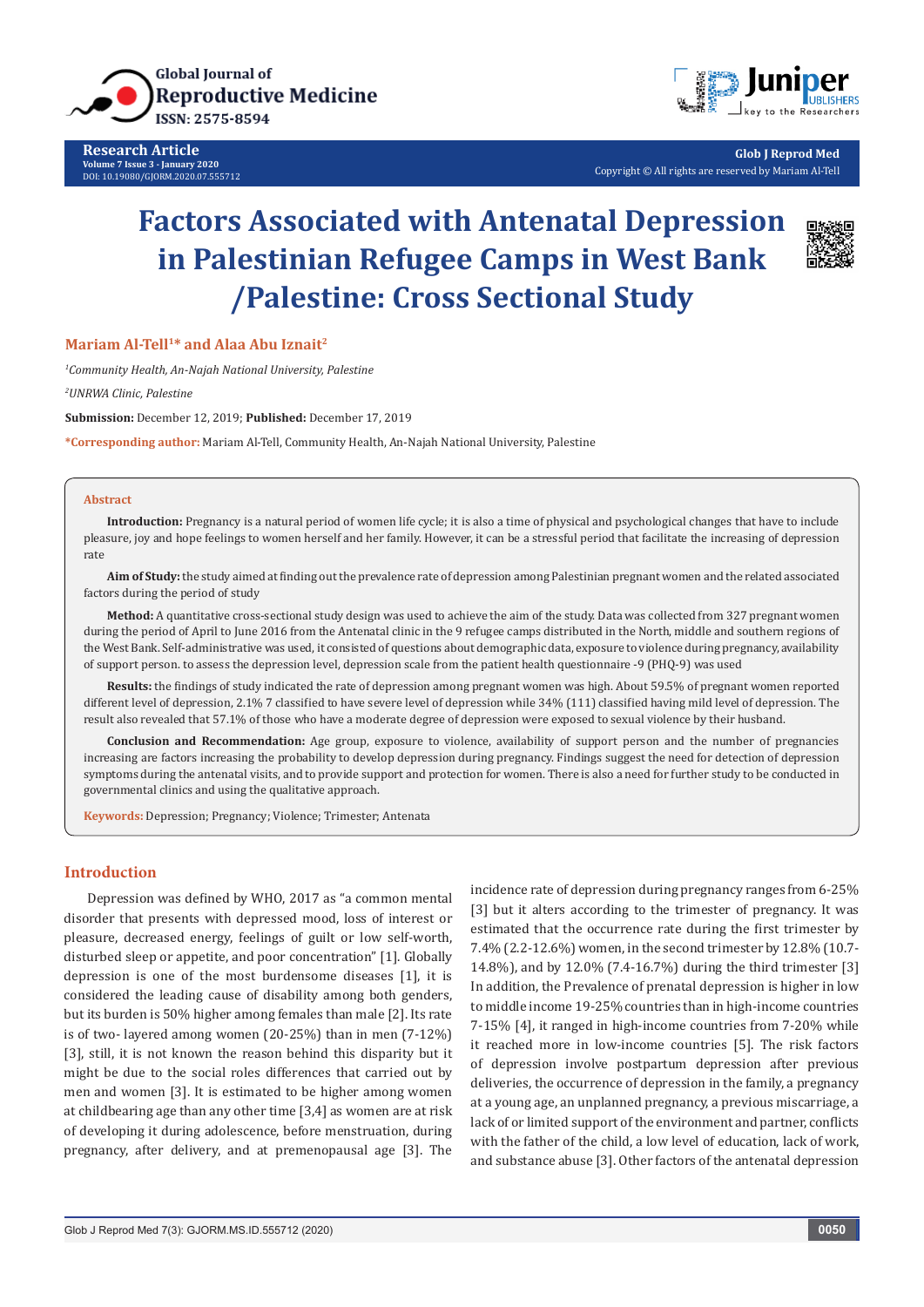# Factors Associated with Antenatal Depression in Palestinian Refugee Camps in West Bank /Palestine: Cross Sectional Study

**Mariam Al-Tell[1]* and Alaa Abu Iznait[2]**

*[1]Community Health, An-Najah National University, Palestine*

*[2]UNRWA Clinic, Palestine*

**Submission:** December 12, 2019; **Published:** December 17, 2019

***Corresponding author:** Mariam Al-Tell, Community Health, An-Najah National University, Palestine

## Abstract

**Introduction:** Pregnancy is a natural period of women life cycle; it is also a time of physical and psychological changes that have to include pleasure, joy and hope feelings to women herself and her family. However, it can be a stressful period that facilitate the increasing of depression rate

**Aim of Study:** the study aimed at finding out the prevalence rate of depression among Palestinian pregnant women and the related associated factors during the period of study

**Method:** A quantitative cross-sectional study design was used to achieve the aim of the study. Data was collected from 327 pregnant women during the period of April to June 2016 from the Antenatal clinic in the 9 refugee camps distributed in the North, middle and southern regions of the West Bank. Self-administrative was used, it consisted of questions about demographic data, exposure to violence during pregnancy, availability of support person. to assess the depression level, depression scale from the patient health questionnaire -9 (PHQ-9) was used

**Results:** the findings of study indicated the rate of depression among pregnant women was high. About 59.5% of pregnant women reported different level of depression, 2.1% 7 classified to have severe level of depression while 34% (111) classified having mild level of depression. The result also revealed that 57.1% of those who have a moderate degree of depression were exposed to sexual violence by their husband.

**Conclusion and Recommendation:** Age group, exposure to violence, availability of support person and the number of pregnancies increasing are factors increasing the probability to develop depression during pregnancy. Findings suggest the need for detection of depression symptoms during the antenatal visits, and to provide support and protection for women. There is also a need for further study to be conducted in governmental clinics and using the qualitative approach.

**Keywords:** Depression; Pregnancy; Violence; Trimester; Antenata

## Introduction

Depression was defined by WHO, 2017 as "a common mental disorder that presents with depressed mood, loss of interest or pleasure, decreased energy, feelings of guilt or low self-worth, disturbed sleep or appetite, and poor concentration" [1]. Globally depression is one of the most burdensome diseases [1], it is considered the leading cause of disability among both genders, but its burden is 50% higher among females than male [2]. Its rate is of two- layered among women (20-25%) than in men (7-12%) [3], still, it is not known the reason behind this disparity but it might be due to the social roles differences that carried out by men and women [3]. It is estimated to be higher among women at childbearing age than any other time [3,4] as women are at risk of developing it during adolescence, before menstruation, during pregnancy, after delivery, and at premenopausal age [3]. The incidence rate of depression during pregnancy ranges from 6-25% [3] but it alters according to the trimester of pregnancy. It was estimated that the occurrence rate during the first trimester by 7.4% (2.2-12.6%) women, in the second trimester by 12.8% (10.7-14.8%), and by 12.0% (7.4-16.7%) during the third trimester [3] In addition, the Prevalence of prenatal depression is higher in low to middle income 19-25% countries than in high-income countries 7-15% [4], it ranged in high-income countries from 7-20% while it reached more in low-income countries [5]. The risk factors of depression involve postpartum depression after previous deliveries, the occurrence of depression in the family, a pregnancy at a young age, an unplanned pregnancy, a previous miscarriage, a lack of or limited support of the environment and partner, conflicts with the father of the child, a low level of education, lack of work, and substance abuse [3]. Other factors of the antenatal depression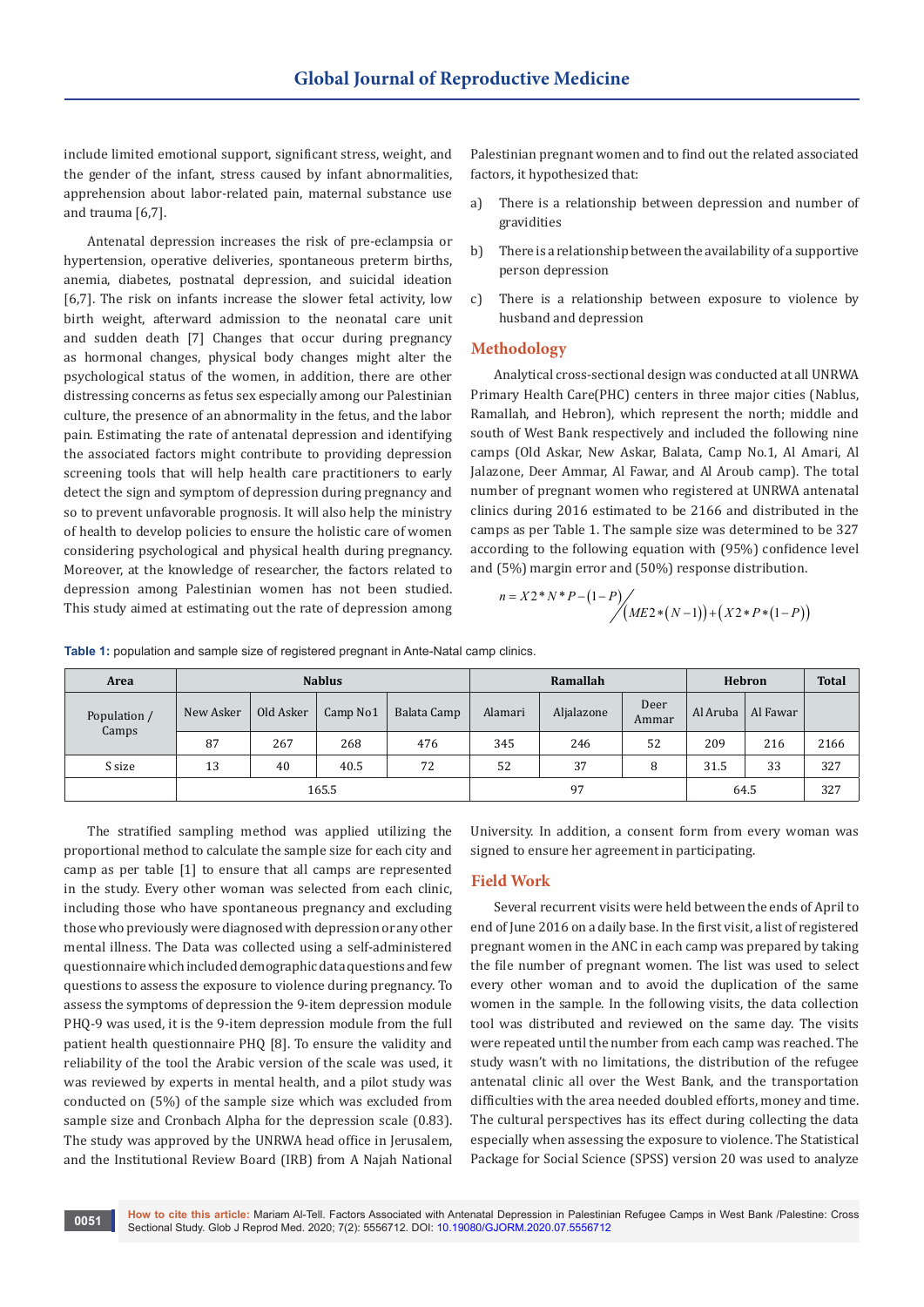include limited emotional support, significant stress, weight, and the gender of the infant, stress caused by infant abnormalities, apprehension about labor-related pain, maternal substance use and trauma [6,7].

Antenatal depression increases the risk of pre-eclampsia or hypertension, operative deliveries, spontaneous preterm births, anemia, diabetes, postnatal depression, and suicidal ideation [6,7]. The risk on infants increase the slower fetal activity, low birth weight, afterward admission to the neonatal care unit and sudden death [7] Changes that occur during pregnancy as hormonal changes, physical body changes might alter the psychological status of the women, in addition, there are other distressing concerns as fetus sex especially among our Palestinian culture, the presence of an abnormality in the fetus, and the labor pain. Estimating the rate of antenatal depression and identifying the associated factors might contribute to providing depression screening tools that will help health care practitioners to early detect the sign and symptom of depression during pregnancy and so to prevent unfavorable prognosis. It will also help the ministry of health to develop policies to ensure the holistic care of women considering psychological and physical health during pregnancy. Moreover, at the knowledge of researcher, the factors related to depression among Palestinian women has not been studied. This study aimed at estimating out the rate of depression among Palestinian pregnant women and to find out the related associated factors, it hypothesized that:

a) There is a relationship between depression and number of gravidities

b) There is a relationship between the availability of a supportive person depression

c) There is a relationship between exposure to violence by husband and depression

## Methodology

Analytical cross-sectional design was conducted at all UNRWA Primary Health Care(PHC) centers in three major cities (Nablus, Ramallah, and Hebron), which represent the north; middle and south of West Bank respectively and included the following nine camps (Old Askar, New Askar, Balata, Camp No.1, Al Amari, Al Jalazone, Deer Ammar, Al Fawar, and Al Aroub camp). The total number of pregnant women who registered at UNRWA antenatal clinics during 2016 estimated to be 2166 and distributed in the camps as per Table 1. The sample size was determined to be 327 according to the following equation with (95%) confidence level and (5%) margin error and (50%) response distribution.

$$n = X2 * N * P - (1 - P) \Big/ \left(ME2 * (N - 1)\right) + \left(X2 * P * (1 - P)\right)$$

**Table 1:** population and sample size of registered pregnant in Ante-Natal camp clinics.

| Area | Nablus | | | | Ramallah | | | Hebron | | Total |
|---|---|---|---|---|---|---|---|---|---|---|
| Population / Camps | New Asker | Old Asker | Camp No1 | Balata Camp | Alamari | Aljalazone | Deer Ammar | Al Aruba | Al Fawar | |
| | 87 | 267 | 268 | 476 | 345 | 246 | 52 | 209 | 216 | 2166 |
| S size | 13 | 40 | 40.5 | 72 | 52 | 37 | 8 | 31.5 | 33 | 327 |
| | 165.5 | | | | 97 | | | 64.5 | | 327 |

The stratified sampling method was applied utilizing the proportional method to calculate the sample size for each city and camp as per table [1] to ensure that all camps are represented in the study. Every other woman was selected from each clinic, including those who have spontaneous pregnancy and excluding those who previously were diagnosed with depression or any other mental illness. The Data was collected using a self-administered questionnaire which included demographic data questions and few questions to assess the exposure to violence during pregnancy. To assess the symptoms of depression the 9-item depression module PHQ-9 was used, it is the 9-item depression module from the full patient health questionnaire PHQ [8]. To ensure the validity and reliability of the tool the Arabic version of the scale was used, it was reviewed by experts in mental health, and a pilot study was conducted on (5%) of the sample size which was excluded from sample size and Cronbach Alpha for the depression scale (0.83). The study was approved by the UNRWA head office in Jerusalem, and the Institutional Review Board (IRB) from A Najah National University. In addition, a consent form from every woman was signed to ensure her agreement in participating.

## Field Work

Several recurrent visits were held between the ends of April to end of June 2016 on a daily base. In the first visit, a list of registered pregnant women in the ANC in each camp was prepared by taking the file number of pregnant women. The list was used to select every other woman and to avoid the duplication of the same women in the sample. In the following visits, the data collection tool was distributed and reviewed on the same day. The visits were repeated until the number from each camp was reached. The study wasn't with no limitations, the distribution of the refugee antenatal clinic all over the West Bank, and the transportation difficulties with the area needed doubled efforts, money and time. The cultural perspectives has its effect during collecting the data especially when assessing the exposure to violence. The Statistical Package for Social Science (SPSS) version 20 was used to analyze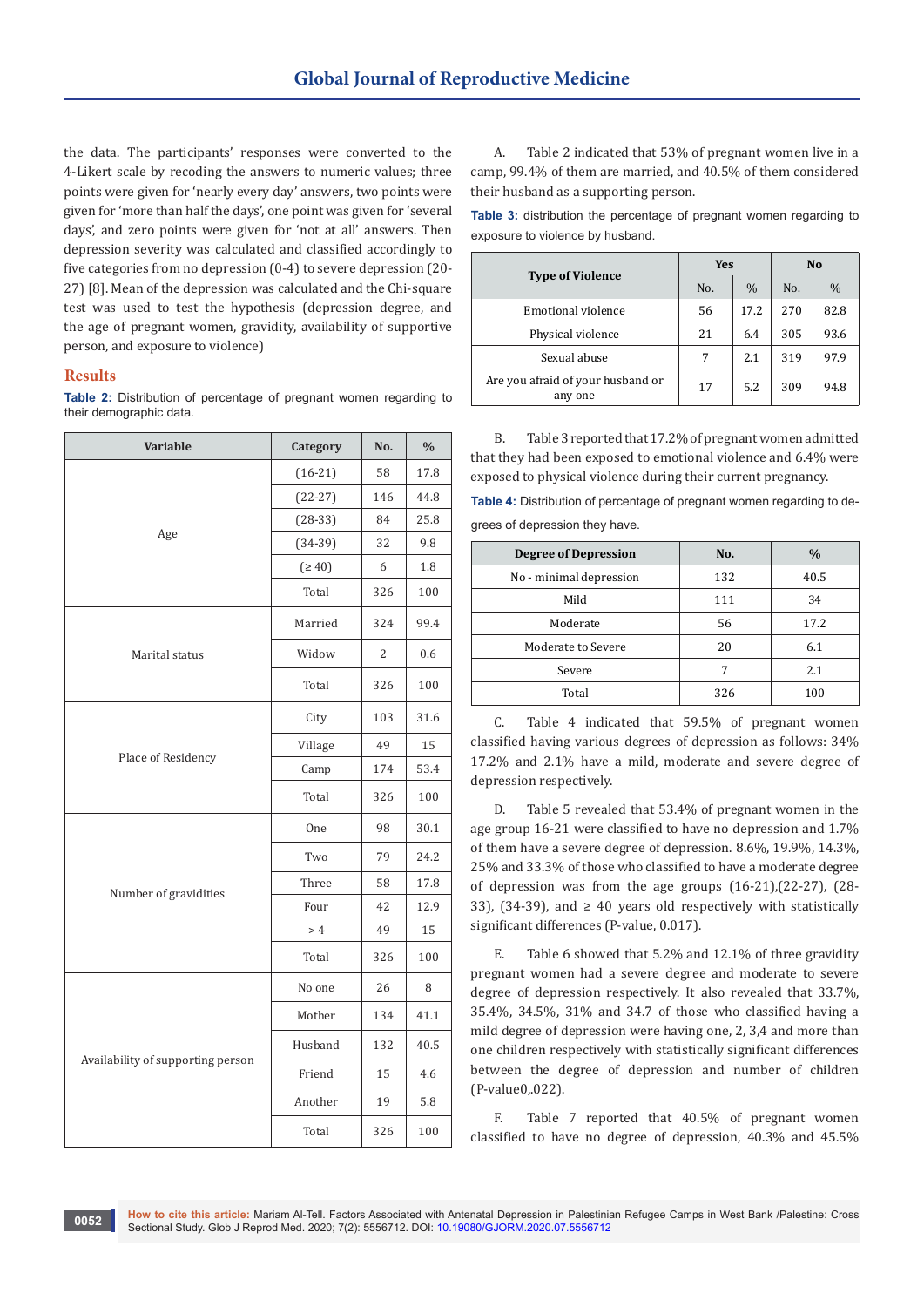the data. The participants' responses were converted to the 4-Likert scale by recoding the answers to numeric values; three points were given for 'nearly every day' answers, two points were given for 'more than half the days', one point was given for 'several days', and zero points were given for 'not at all' answers. Then depression severity was calculated and classified accordingly to five categories from no depression (0-4) to severe depression (20-27) [8]. Mean of the depression was calculated and the Chi-square test was used to test the hypothesis (depression degree, and the age of pregnant women, gravidity, availability of supportive person, and exposure to violence)

## Results

**Table 2:** Distribution of percentage of pregnant women regarding to their demographic data.

| Variable | Category | No. | % |
|---|---|---|---|
| Age | (16-21) | 58 | 17.8 |
| | (22-27) | 146 | 44.8 |
| | (28-33) | 84 | 25.8 |
| | (34-39) | 32 | 9.8 |
| | (≥ 40) | 6 | 1.8 |
| | Total | 326 | 100 |
| Marital status | Married | 324 | 99.4 |
| | Widow | 2 | 0.6 |
| | Total | 326 | 100 |
| Place of Residency | City | 103 | 31.6 |
| | Village | 49 | 15 |
| | Camp | 174 | 53.4 |
| | Total | 326 | 100 |
| Number of gravidities | One | 98 | 30.1 |
| | Two | 79 | 24.2 |
| | Three | 58 | 17.8 |
| | Four | 42 | 12.9 |
| | > 4 | 49 | 15 |
| | Total | 326 | 100 |
| Availability of supporting person | No one | 26 | 8 |
| | Mother | 134 | 41.1 |
| | Husband | 132 | 40.5 |
| | Friend | 15 | 4.6 |
| | Another | 19 | 5.8 |
| | Total | 326 | 100 |

A. Table 2 indicated that 53% of pregnant women live in a camp, 99.4% of them are married, and 40.5% of them considered their husband as a supporting person.

**Table 3:** distribution the percentage of pregnant women regarding to exposure to violence by husband.

| Type of Violence | Yes | | No | |
|---|---|---|---|---|
| | No. | % | No. | % |
| Emotional violence | 56 | 17.2 | 270 | 82.8 |
| Physical violence | 21 | 6.4 | 305 | 93.6 |
| Sexual abuse | 7 | 2.1 | 319 | 97.9 |
| Are you afraid of your husband or any one | 17 | 5.2 | 309 | 94.8 |

B. Table 3 reported that 17.2% of pregnant women admitted that they had been exposed to emotional violence and 6.4% were exposed to physical violence during their current pregnancy.

**Table 4:** Distribution of percentage of pregnant women regarding to degrees of depression they have.

| Degree of Depression | No. | % |
|---|---|---|
| No - minimal depression | 132 | 40.5 |
| Mild | 111 | 34 |
| Moderate | 56 | 17.2 |
| Moderate to Severe | 20 | 6.1 |
| Severe | 7 | 2.1 |
| Total | 326 | 100 |

C. Table 4 indicated that 59.5% of pregnant women classified having various degrees of depression as follows: 34% 17.2% and 2.1% have a mild, moderate and severe degree of depression respectively.

D. Table 5 revealed that 53.4% of pregnant women in the age group 16-21 were classified to have no depression and 1.7% of them have a severe degree of depression. 8.6%, 19.9%, 14.3%, 25% and 33.3% of those who classified to have a moderate degree of depression was from the age groups (16-21),(22-27), (28-33), (34-39), and ≥ 40 years old respectively with statistically significant differences (P-value, 0.017).

E. Table 6 showed that 5.2% and 12.1% of three gravidity pregnant women had a severe degree and moderate to severe degree of depression respectively. It also revealed that 33.7%, 35.4%, 34.5%, 31% and 34.7 of those who classified having a mild degree of depression were having one, 2, 3,4 and more than one children respectively with statistically significant differences between the degree of depression and number of children (P-value0,.022).

F. Table 7 reported that 40.5% of pregnant women classified to have no degree of depression, 40.3% and 45.5%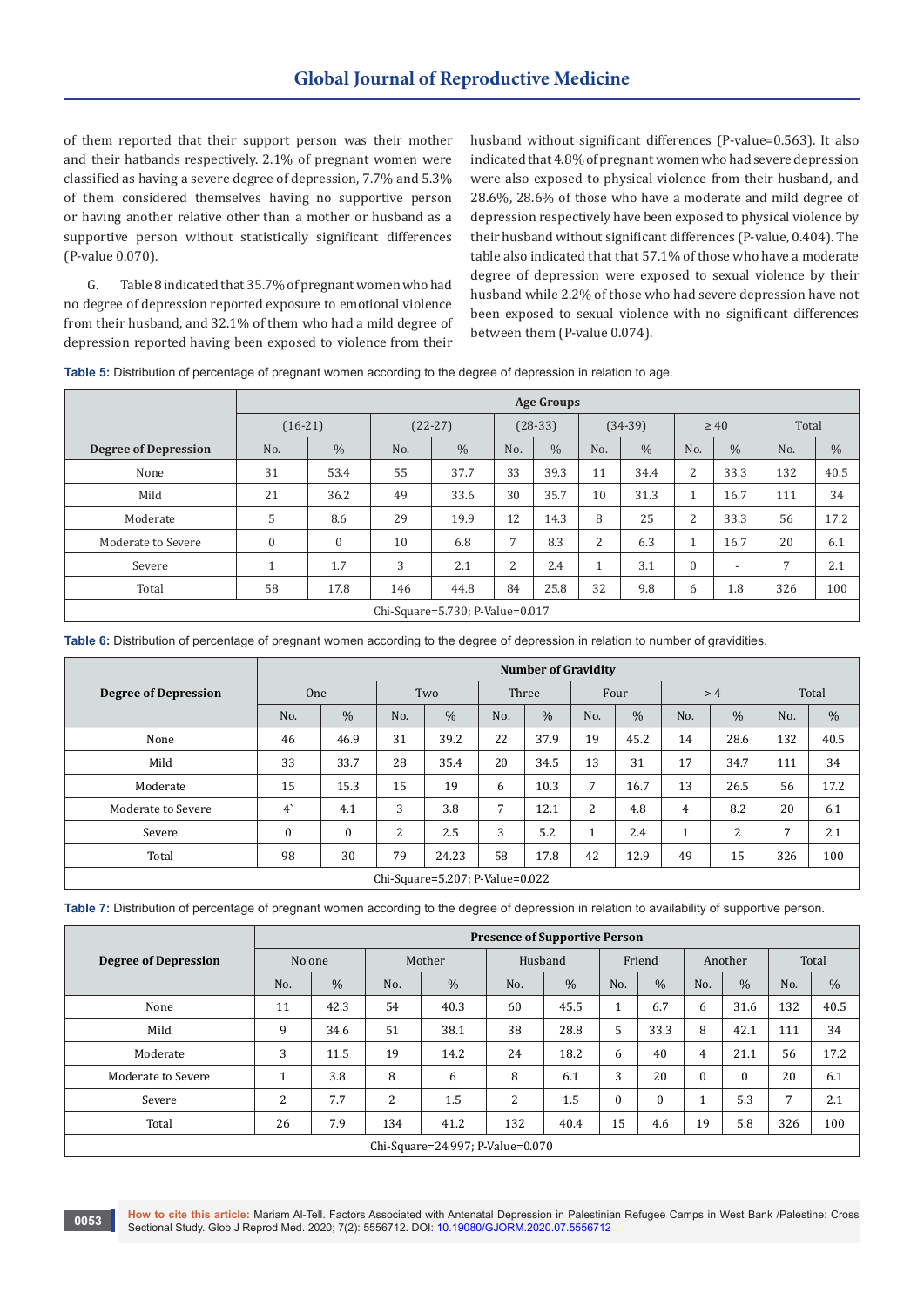of them reported that their support person was their mother and their hatbands respectively. 2.1% of pregnant women were classified as having a severe degree of depression, 7.7% and 5.3% of them considered themselves having no supportive person or having another relative other than a mother or husband as a supportive person without statistically significant differences (P-value 0.070).

G. Table 8 indicated that 35.7% of pregnant women who had no degree of depression reported exposure to emotional violence from their husband, and 32.1% of them who had a mild degree of depression reported having been exposed to violence from their husband without significant differences (P-value=0.563). It also indicated that 4.8% of pregnant women who had severe depression were also exposed to physical violence from their husband, and 28.6%, 28.6% of those who have a moderate and mild degree of depression respectively have been exposed to physical violence by their husband without significant differences (P-value, 0.404). The table also indicated that that 57.1% of those who have a moderate degree of depression were exposed to sexual violence by their husband while 2.2% of those who had severe depression have not been exposed to sexual violence with no significant differences between them (P-value 0.074).

**Table 5:** Distribution of percentage of pregnant women according to the degree of depression in relation to age.

| Degree of Depression | Age Groups | | | | | | | | | | | |
|---|---|---|---|---|---|---|---|---|---|---|---|---|
| | (16-21) | | (22-27) | | (28-33) | | (34-39) | | ≥ 40 | | Total | |
| | No. | % | No. | % | No. | % | No. | % | No. | % | No. | % |
| None | 31 | 53.4 | 55 | 37.7 | 33 | 39.3 | 11 | 34.4 | 2 | 33.3 | 132 | 40.5 |
| Mild | 21 | 36.2 | 49 | 33.6 | 30 | 35.7 | 10 | 31.3 | 1 | 16.7 | 111 | 34 |
| Moderate | 5 | 8.6 | 29 | 19.9 | 12 | 14.3 | 8 | 25 | 2 | 33.3 | 56 | 17.2 |
| Moderate to Severe | 0 | 0 | 10 | 6.8 | 7 | 8.3 | 2 | 6.3 | 1 | 16.7 | 20 | 6.1 |
| Severe | 1 | 1.7 | 3 | 2.1 | 2 | 2.4 | 1 | 3.1 | 0 | - | 7 | 2.1 |
| Total | 58 | 17.8 | 146 | 44.8 | 84 | 25.8 | 32 | 9.8 | 6 | 1.8 | 326 | 100 |
| Chi-Square=5.730; P-Value=0.017 | | | | | | | | | | | | |

**Table 6:** Distribution of percentage of pregnant women according to the degree of depression in relation to number of gravidities.

| Degree of Depression | Number of Gravidity | | | | | | | | | | | |
|---|---|---|---|---|---|---|---|---|---|---|---|---|
| | One | | Two | | Three | | Four | | > 4 | | Total | |
| | No. | % | No. | % | No. | % | No. | % | No. | % | No. | % |
| None | 46 | 46.9 | 31 | 39.2 | 22 | 37.9 | 19 | 45.2 | 14 | 28.6 | 132 | 40.5 |
| Mild | 33 | 33.7 | 28 | 35.4 | 20 | 34.5 | 13 | 31 | 17 | 34.7 | 111 | 34 |
| Moderate | 15 | 15.3 | 15 | 19 | 6 | 10.3 | 7 | 16.7 | 13 | 26.5 | 56 | 17.2 |
| Moderate to Severe | 4` | 4.1 | 3 | 3.8 | 7 | 12.1 | 2 | 4.8 | 4 | 8.2 | 20 | 6.1 |
| Severe | 0 | 0 | 2 | 2.5 | 3 | 5.2 | 1 | 2.4 | 1 | 2 | 7 | 2.1 |
| Total | 98 | 30 | 79 | 24.23 | 58 | 17.8 | 42 | 12.9 | 49 | 15 | 326 | 100 |
| Chi-Square=5.207; P-Value=0.022 | | | | | | | | | | | | |

**Table 7:** Distribution of percentage of pregnant women according to the degree of depression in relation to availability of supportive person.

| Degree of Depression | Presence of Supportive Person | | | | | | | | | | | |
|---|---|---|---|---|---|---|---|---|---|---|---|---|
| | No one | | Mother | | Husband | | Friend | | Another | | Total | |
| | No. | % | No. | % | No. | % | No. | % | No. | % | No. | % |
| None | 11 | 42.3 | 54 | 40.3 | 60 | 45.5 | 1 | 6.7 | 6 | 31.6 | 132 | 40.5 |
| Mild | 9 | 34.6 | 51 | 38.1 | 38 | 28.8 | 5 | 33.3 | 8 | 42.1 | 111 | 34 |
| Moderate | 3 | 11.5 | 19 | 14.2 | 24 | 18.2 | 6 | 40 | 4 | 21.1 | 56 | 17.2 |
| Moderate to Severe | 1 | 3.8 | 8 | 6 | 8 | 6.1 | 3 | 20 | 0 | 0 | 20 | 6.1 |
| Severe | 2 | 7.7 | 2 | 1.5 | 2 | 1.5 | 0 | 0 | 1 | 5.3 | 7 | 2.1 |
| Total | 26 | 7.9 | 134 | 41.2 | 132 | 40.4 | 15 | 4.6 | 19 | 5.8 | 326 | 100 |
| Chi-Square=24.997; P-Value=0.070 | | | | | | | | | | | | |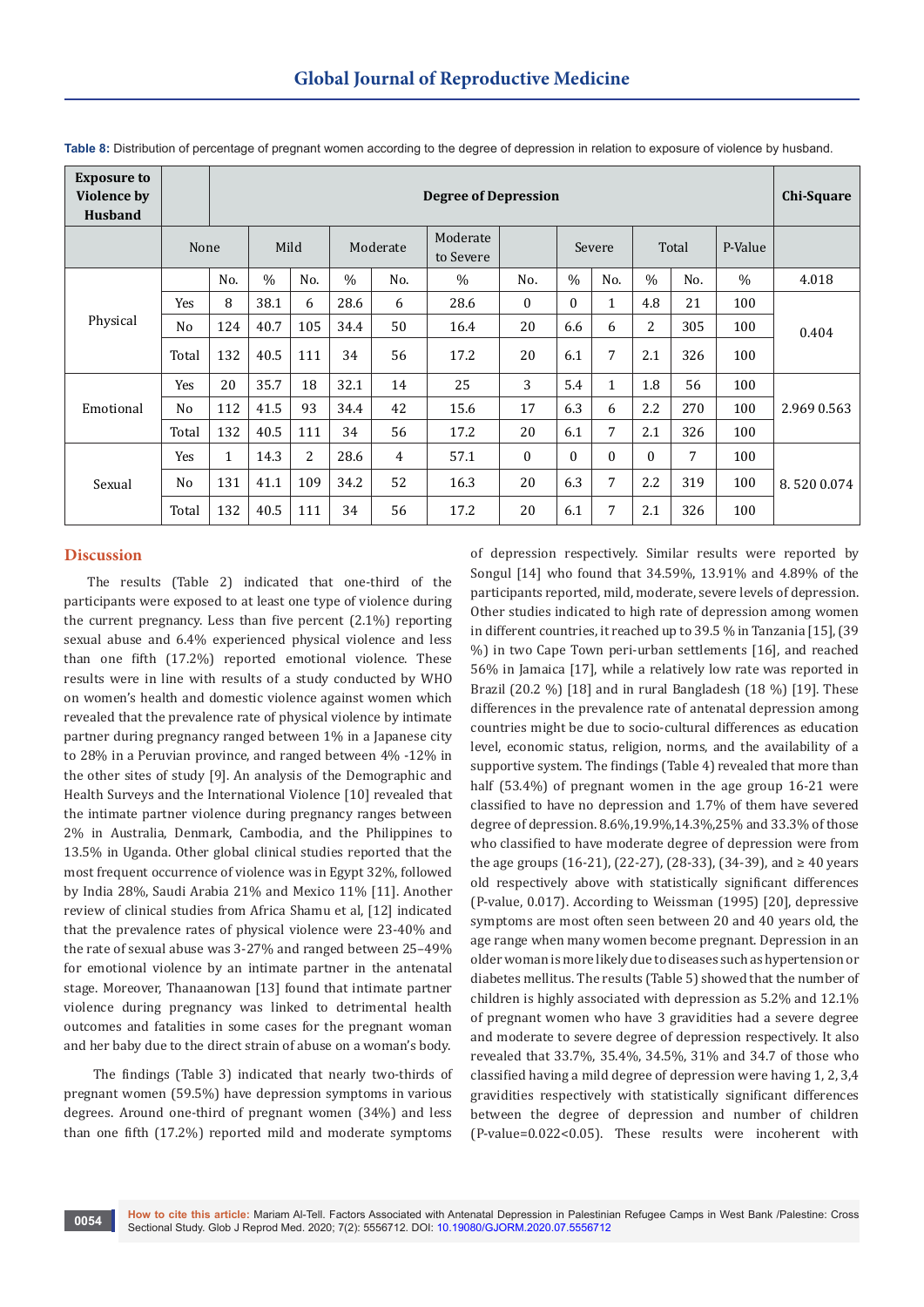**Table 8:** Distribution of percentage of pregnant women according to the degree of depression in relation to exposure of violence by husband.

| Exposure to Violence by Husband | | Degree of Depression | | | | | | | | | | | | Chi-Square |
|---|---|---|---|---|---|---|---|---|---|---|---|---|---|---|
| | | None | | Mild | | Moderate | | Moderate to Severe | | Severe | | Total | | P-Value |
| | | No. | % | No. | % | No. | % | No. | % | No. | % | No. | % | 4.018 |
| Physical | Yes | 8 | 38.1 | 6 | 28.6 | 6 | 28.6 | 0 | 0 | 1 | 4.8 | 21 | 100 | 0.404 |
| | No | 124 | 40.7 | 105 | 34.4 | 50 | 16.4 | 20 | 6.6 | 6 | 2 | 305 | 100 | |
| | Total | 132 | 40.5 | 111 | 34 | 56 | 17.2 | 20 | 6.1 | 7 | 2.1 | 326 | 100 | |
| Emotional | Yes | 20 | 35.7 | 18 | 32.1 | 14 | 25 | 3 | 5.4 | 1 | 1.8 | 56 | 100 | 2.969 0.563 |
| | No | 112 | 41.5 | 93 | 34.4 | 42 | 15.6 | 17 | 6.3 | 6 | 2.2 | 270 | 100 | |
| | Total | 132 | 40.5 | 111 | 34 | 56 | 17.2 | 20 | 6.1 | 7 | 2.1 | 326 | 100 | |
| Sexual | Yes | 1 | 14.3 | 2 | 28.6 | 4 | 57.1 | 0 | 0 | 0 | 0 | 7 | 100 | 8. 520 0.074 |
| | No | 131 | 41.1 | 109 | 34.2 | 52 | 16.3 | 20 | 6.3 | 7 | 2.2 | 319 | 100 | |
| | Total | 132 | 40.5 | 111 | 34 | 56 | 17.2 | 20 | 6.1 | 7 | 2.1 | 326 | 100 | |

## Discussion

The results (Table 2) indicated that one-third of the participants were exposed to at least one type of violence during the current pregnancy. Less than five percent (2.1%) reporting sexual abuse and 6.4% experienced physical violence and less than one fifth (17.2%) reported emotional violence. These results were in line with results of a study conducted by WHO on women's health and domestic violence against women which revealed that the prevalence rate of physical violence by intimate partner during pregnancy ranged between 1% in a Japanese city to 28% in a Peruvian province, and ranged between 4% -12% in the other sites of study [9]. An analysis of the Demographic and Health Surveys and the International Violence [10] revealed that the intimate partner violence during pregnancy ranges between 2% in Australia, Denmark, Cambodia, and the Philippines to 13.5% in Uganda. Other global clinical studies reported that the most frequent occurrence of violence was in Egypt 32%, followed by India 28%, Saudi Arabia 21% and Mexico 11% [11]. Another review of clinical studies from Africa Shamu et al, [12] indicated that the prevalence rates of physical violence were 23-40% and the rate of sexual abuse was 3-27% and ranged between 25–49% for emotional violence by an intimate partner in the antenatal stage. Moreover, Thanaanowan [13] found that intimate partner violence during pregnancy was linked to detrimental health outcomes and fatalities in some cases for the pregnant woman and her baby due to the direct strain of abuse on a woman's body.

The findings (Table 3) indicated that nearly two-thirds of pregnant women (59.5%) have depression symptoms in various degrees. Around one-third of pregnant women (34%) and less than one fifth (17.2%) reported mild and moderate symptoms of depression respectively. Similar results were reported by Songul [14] who found that 34.59%, 13.91% and 4.89% of the participants reported, mild, moderate, severe levels of depression. Other studies indicated to high rate of depression among women in different countries, it reached up to 39.5 % in Tanzania [15], (39 %) in two Cape Town peri-urban settlements [16], and reached 56% in Jamaica [17], while a relatively low rate was reported in Brazil (20.2 %) [18] and in rural Bangladesh (18 %) [19]. These differences in the prevalence rate of antenatal depression among countries might be due to socio-cultural differences as education level, economic status, religion, norms, and the availability of a supportive system. The findings (Table 4) revealed that more than half (53.4%) of pregnant women in the age group 16-21 were classified to have no depression and 1.7% of them have severed degree of depression. 8.6%,19.9%,14.3%,25% and 33.3% of those who classified to have moderate degree of depression were from the age groups (16-21), (22-27), (28-33), (34-39), and ≥ 40 years old respectively above with statistically significant differences (P-value, 0.017). According to Weissman (1995) [20], depressive symptoms are most often seen between 20 and 40 years old, the age range when many women become pregnant. Depression in an older woman is more likely due to diseases such as hypertension or diabetes mellitus. The results (Table 5) showed that the number of children is highly associated with depression as 5.2% and 12.1% of pregnant women who have 3 gravidities had a severe degree and moderate to severe degree of depression respectively. It also revealed that 33.7%, 35.4%, 34.5%, 31% and 34.7 of those who classified having a mild degree of depression were having 1, 2, 3,4 gravidities respectively with statistically significant differences between the degree of depression and number of children (P-value=0.022<0.05). These results were incoherent with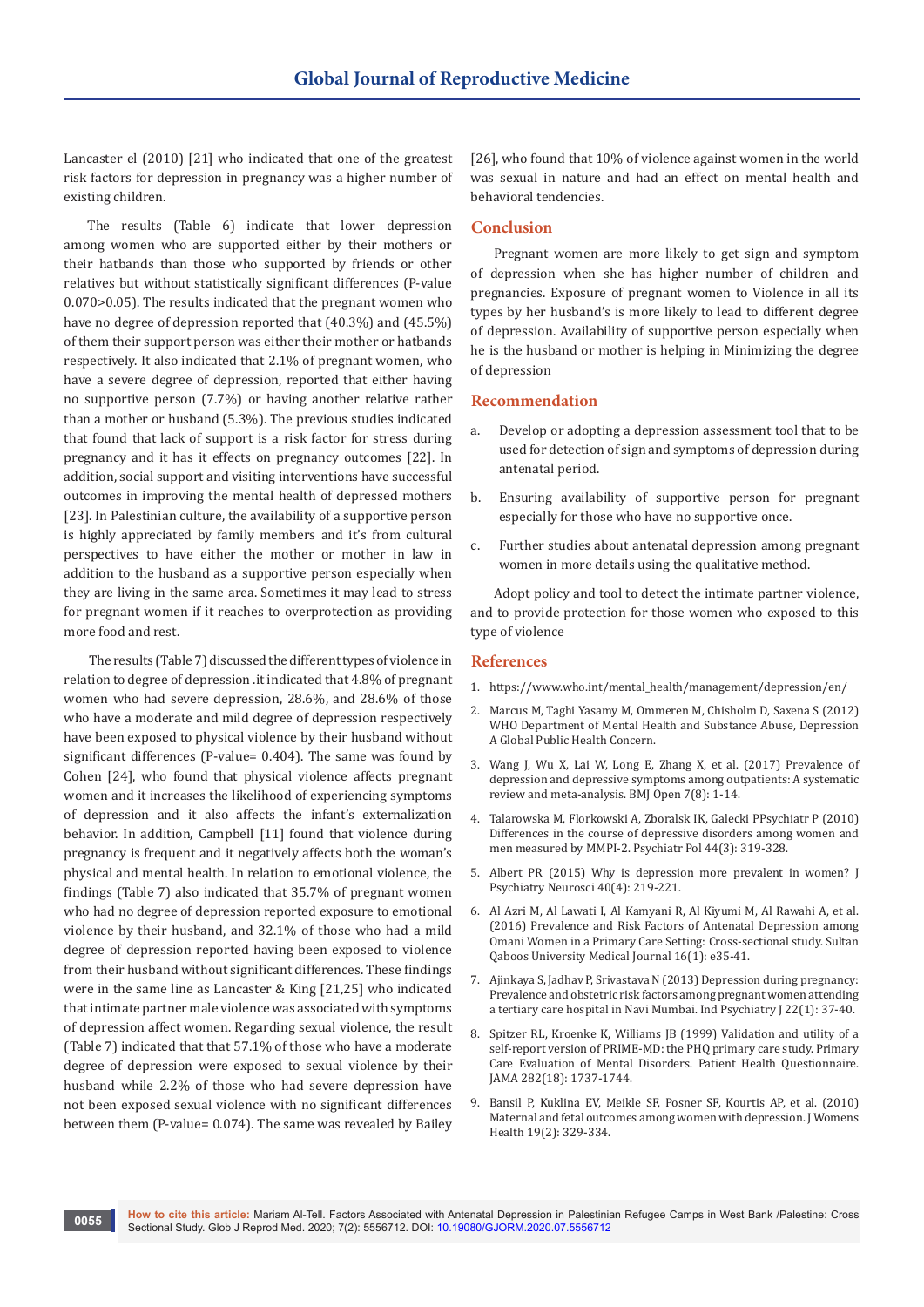Lancaster el (2010) [21] who indicated that one of the greatest risk factors for depression in pregnancy was a higher number of existing children.

The results (Table 6) indicate that lower depression among women who are supported either by their mothers or their hatbands than those who supported by friends or other relatives but without statistically significant differences (P-value 0.070>0.05). The results indicated that the pregnant women who have no degree of depression reported that (40.3%) and (45.5%) of them their support person was either their mother or hatbands respectively. It also indicated that 2.1% of pregnant women, who have a severe degree of depression, reported that either having no supportive person (7.7%) or having another relative rather than a mother or husband (5.3%). The previous studies indicated that found that lack of support is a risk factor for stress during pregnancy and it has it effects on pregnancy outcomes [22]. In addition, social support and visiting interventions have successful outcomes in improving the mental health of depressed mothers [23]. In Palestinian culture, the availability of a supportive person is highly appreciated by family members and it's from cultural perspectives to have either the mother or mother in law in addition to the husband as a supportive person especially when they are living in the same area. Sometimes it may lead to stress for pregnant women if it reaches to overprotection as providing more food and rest.

The results (Table 7) discussed the different types of violence in relation to degree of depression .it indicated that 4.8% of pregnant women who had severe depression, 28.6%, and 28.6% of those who have a moderate and mild degree of depression respectively have been exposed to physical violence by their husband without significant differences (P-value= 0.404). The same was found by Cohen [24], who found that physical violence affects pregnant women and it increases the likelihood of experiencing symptoms of depression and it also affects the infant's externalization behavior. In addition, Campbell [11] found that violence during pregnancy is frequent and it negatively affects both the woman's physical and mental health. In relation to emotional violence, the findings (Table 7) also indicated that 35.7% of pregnant women who had no degree of depression reported exposure to emotional violence by their husband, and 32.1% of those who had a mild degree of depression reported having been exposed to violence from their husband without significant differences. These findings were in the same line as Lancaster & King [21,25] who indicated that intimate partner male violence was associated with symptoms of depression affect women. Regarding sexual violence, the result (Table 7) indicated that that 57.1% of those who have a moderate degree of depression were exposed to sexual violence by their husband while 2.2% of those who had severe depression have not been exposed sexual violence with no significant differences between them (P-value= 0.074). The same was revealed by Bailey [26], who found that 10% of violence against women in the world was sexual in nature and had an effect on mental health and behavioral tendencies.

## Conclusion

Pregnant women are more likely to get sign and symptom of depression when she has higher number of children and pregnancies. Exposure of pregnant women to Violence in all its types by her husband's is more likely to lead to different degree of depression. Availability of supportive person especially when he is the husband or mother is helping in Minimizing the degree of depression

## Recommendation

a. Develop or adopting a depression assessment tool that to be used for detection of sign and symptoms of depression during antenatal period.

b. Ensuring availability of supportive person for pregnant especially for those who have no supportive once.

c. Further studies about antenatal depression among pregnant women in more details using the qualitative method.

Adopt policy and tool to detect the intimate partner violence, and to provide protection for those women who exposed to this type of violence

## References

1. https://www.who.int/mental_health/management/depression/en/
2. Marcus M, Taghi Yasamy M, Ommeren M, Chisholm D, Saxena S (2012) WHO Department of Mental Health and Substance Abuse, Depression A Global Public Health Concern.
3. Wang J, Wu X, Lai W, Long E, Zhang X, et al. (2017) Prevalence of depression and depressive symptoms among outpatients: A systematic review and meta-analysis. BMJ Open 7(8): 1-14.
4. Talarowska M, Florkowski A, Zboralsk IK, Galecki PPsychiatr P (2010) Differences in the course of depressive disorders among women and men measured by MMPI-2. Psychiatr Pol 44(3): 319-328.
5. Albert PR (2015) Why is depression more prevalent in women? J Psychiatry Neurosci 40(4): 219-221.
6. Al Azri M, Al Lawati I, Al Kamyani R, Al Kiyumi M, Al Rawahi A, et al. (2016) Prevalence and Risk Factors of Antenatal Depression among Omani Women in a Primary Care Setting: Cross-sectional study. Sultan Qaboos University Medical Journal 16(1): e35-41.
7. Ajinkaya S, Jadhav P, Srivastava N (2013) Depression during pregnancy: Prevalence and obstetric risk factors among pregnant women attending a tertiary care hospital in Navi Mumbai. Ind Psychiatry J 22(1): 37-40.
8. Spitzer RL, Kroenke K, Williams JB (1999) Validation and utility of a self-report version of PRIME-MD: the PHQ primary care study. Primary Care Evaluation of Mental Disorders. Patient Health Questionnaire. JAMA 282(18): 1737-1744.
9. Bansil P, Kuklina EV, Meikle SF, Posner SF, Kourtis AP, et al. (2010) Maternal and fetal outcomes among women with depression. J Womens Health 19(2): 329-334.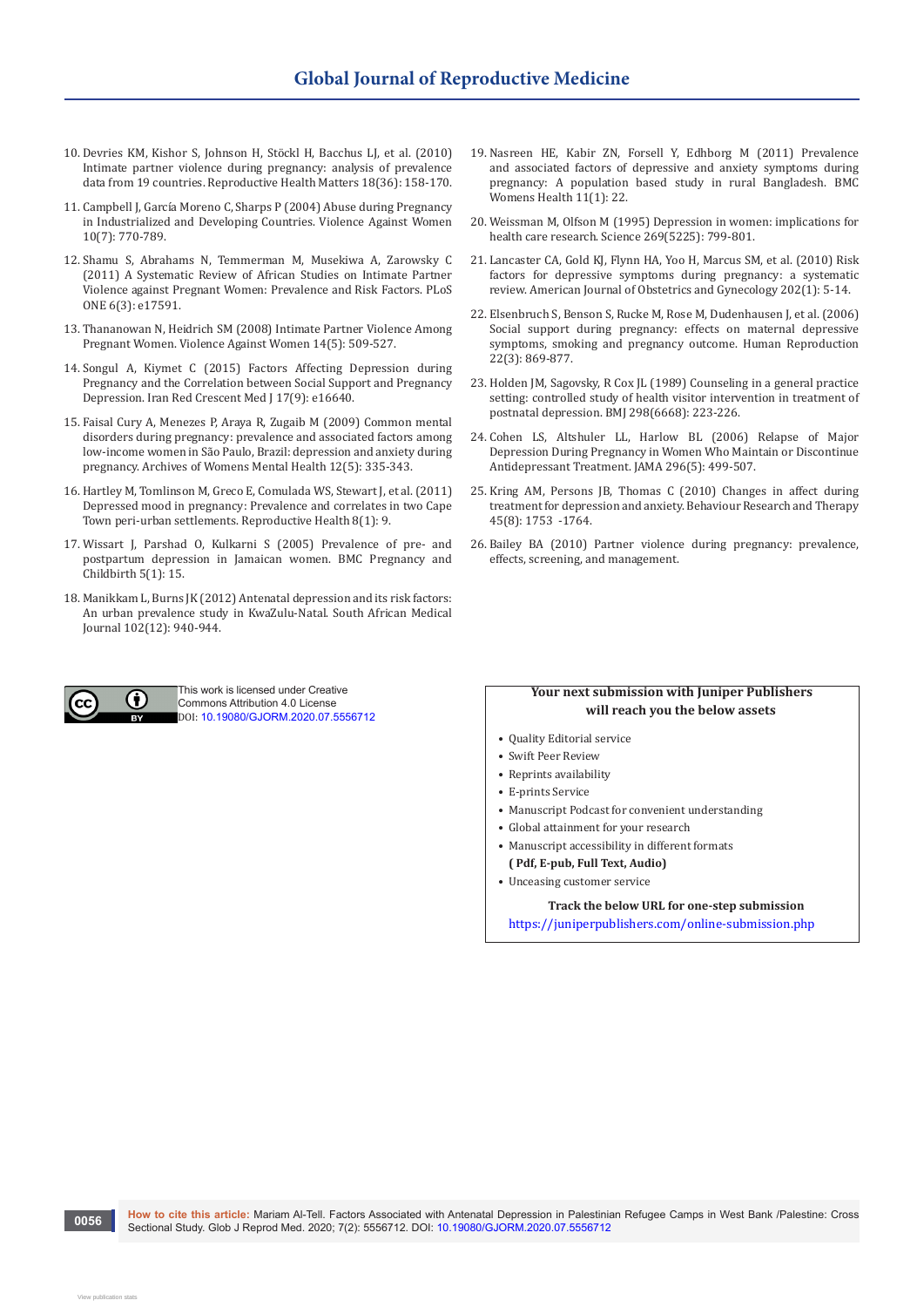10. Devries KM, Kishor S, Johnson H, Stöckl H, Bacchus LJ, et al. (2010) Intimate partner violence during pregnancy: analysis of prevalence data from 19 countries. Reproductive Health Matters 18(36): 158-170.
11. Campbell J, García Moreno C, Sharps P (2004) Abuse during Pregnancy in Industrialized and Developing Countries. Violence Against Women 10(7): 770-789.
12. Shamu S, Abrahams N, Temmerman M, Musekiwa A, Zarowsky C (2011) A Systematic Review of African Studies on Intimate Partner Violence against Pregnant Women: Prevalence and Risk Factors. PLoS ONE 6(3): e17591.
13. Thananowan N, Heidrich SM (2008) Intimate Partner Violence Among Pregnant Women. Violence Against Women 14(5): 509-527.
14. Songul A, Kiymet C (2015) Factors Affecting Depression during Pregnancy and the Correlation between Social Support and Pregnancy Depression. Iran Red Crescent Med J 17(9): e16640.
15. Faisal Cury A, Menezes P, Araya R, Zugaib M (2009) Common mental disorders during pregnancy: prevalence and associated factors among low-income women in São Paulo, Brazil: depression and anxiety during pregnancy. Archives of Womens Mental Health 12(5): 335-343.
16. Hartley M, Tomlinson M, Greco E, Comulada WS, Stewart J, et al. (2011) Depressed mood in pregnancy: Prevalence and correlates in two Cape Town peri-urban settlements. Reproductive Health 8(1): 9.
17. Wissart J, Parshad O, Kulkarni S (2005) Prevalence of pre- and postpartum depression in Jamaican women. BMC Pregnancy and Childbirth 5(1): 15.
18. Manikkam L, Burns JK (2012) Antenatal depression and its risk factors: An urban prevalence study in KwaZulu-Natal. South African Medical Journal 102(12): 940-944.
19. Nasreen HE, Kabir ZN, Forsell Y, Edhborg M (2011) Prevalence and associated factors of depressive and anxiety symptoms during pregnancy: A population based study in rural Bangladesh. BMC Womens Health 11(1): 22.
20. Weissman M, Olfson M (1995) Depression in women: implications for health care research. Science 269(5225): 799-801.
21. Lancaster CA, Gold KJ, Flynn HA, Yoo H, Marcus SM, et al. (2010) Risk factors for depressive symptoms during pregnancy: a systematic review. American Journal of Obstetrics and Gynecology 202(1): 5-14.
22. Elsenbruch S, Benson S, Rucke M, Rose M, Dudenhausen J, et al. (2006) Social support during pregnancy: effects on maternal depressive symptoms, smoking and pregnancy outcome. Human Reproduction 22(3): 869-877.
23. Holden JM, Sagovsky, R Cox JL (1989) Counseling in a general practice setting: controlled study of health visitor intervention in treatment of postnatal depression. BMJ 298(6668): 223-226.
24. Cohen LS, Altshuler LL, Harlow BL (2006) Relapse of Major Depression During Pregnancy in Women Who Maintain or Discontinue Antidepressant Treatment. JAMA 296(5): 499-507.
25. Kring AM, Persons JB, Thomas C (2010) Changes in affect during treatment for depression and anxiety. Behaviour Research and Therapy 45(8): 1753 -1764.
26. Bailey BA (2010) Partner violence during pregnancy: prevalence, effects, screening, and management.

This work is licensed under Creative Commons Attribution 4.0 License
DOI: 10.19080/GJORM.2020.07.5556712

**Your next submission with Juniper Publishers will reach you the below assets**

- Quality Editorial service
- Swift Peer Review
- Reprints availability
- E-prints Service
- Manuscript Podcast for convenient understanding
- Global attainment for your research
- Manuscript accessibility in different formats
  **( Pdf, E-pub, Full Text, Audio)**
- Unceasing customer service

**Track the below URL for one-step submission**
https://juniperpublishers.com/online-submission.php

**How to cite this article:** Mariam Al-Tell. Factors Associated with Antenatal Depression in Palestinian Refugee Camps in West Bank /Palestine: Cross Sectional Study. Glob J Reprod Med. 2020; 7(2): 5556712. DOI: 10.19080/GJORM.2020.07.5556712